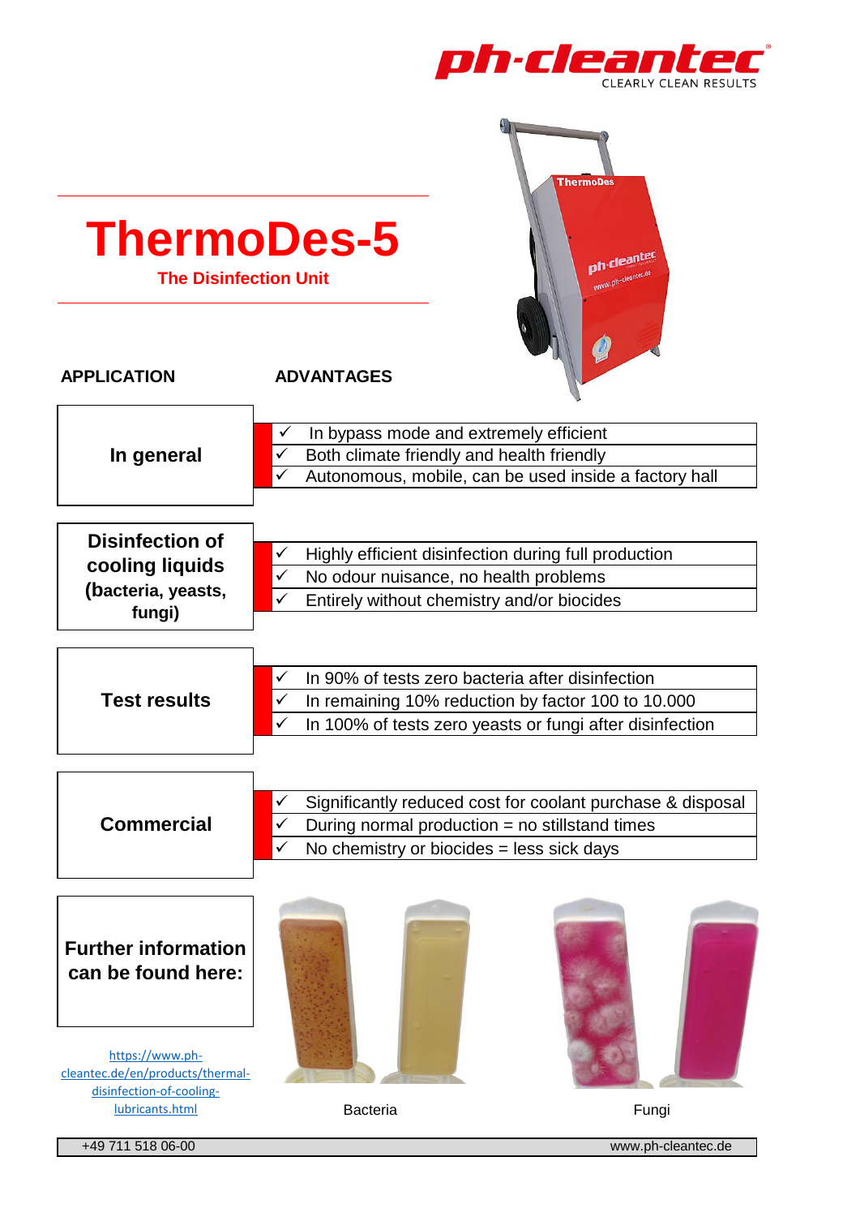# ThermoDes-5

**The Disinfection Unit**

| APPLICATION | ADVANTAGES |
| --- | --- |
| **In general** | ✓ In bypass mode and extremely efficient<br>✓ Both climate friendly and health friendly<br>✓ Autonomous, mobile, can be used inside a factory hall |
| **Disinfection of cooling liquids (bacteria, yeasts, fungi)** | ✓ Highly efficient disinfection during full production<br>✓ No odour nuisance, no health problems<br>✓ Entirely without chemistry and/or biocides |
| **Test results** | ✓ In 90% of tests zero bacteria after disinfection<br>✓ In remaining 10% reduction by factor 100 to 10.000<br>✓ In 100% of tests zero yeasts or fungi after disinfection |
| **Commercial** | ✓ Significantly reduced cost for coolant purchase & disposal<br>✓ During normal production = no stillstand times<br>✓ No chemistry or biocides = less sick days |

**Further information can be found here:**

https://www.ph-cleantec.de/en/products/thermal-disinfection-of-cooling-lubricants.html

Bacteria

Fungi

+49 711 518 06-00 www.ph-cleantec.de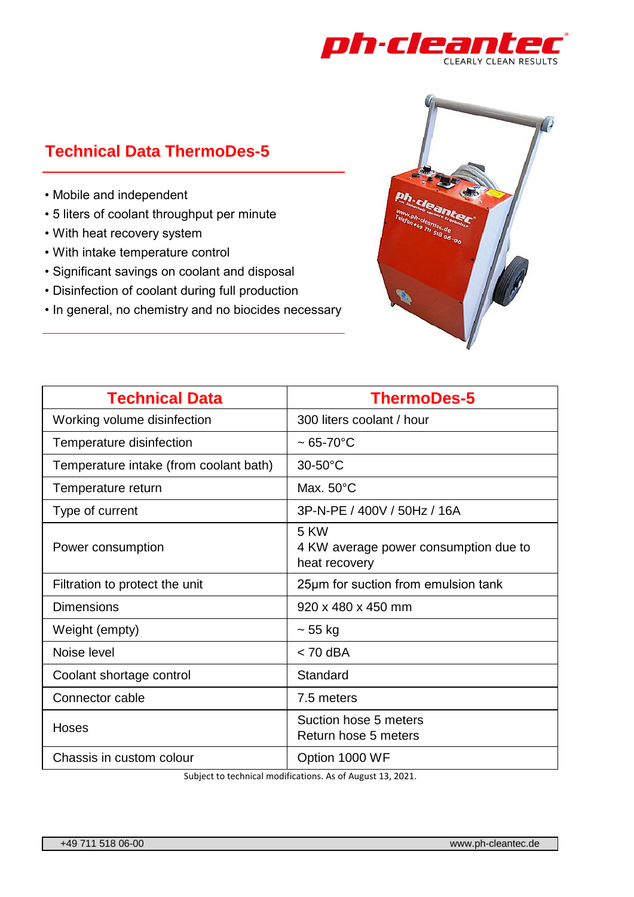## Technical Data ThermoDes-5

- Mobile and independent
- 5 liters of coolant throughput per minute
- With heat recovery system
- With intake temperature control
- Significant savings on coolant and disposal
- Disinfection of coolant during full production
- In general, no chemistry and no biocides necessary

| Technical Data | ThermoDes-5 |
| --- | --- |
| Working volume disinfection | 300 liters coolant / hour |
| Temperature disinfection | ~ 65-70°C |
| Temperature intake (from coolant bath) | 30-50°C |
| Temperature return | Max. 50°C |
| Type of current | 3P-N-PE / 400V / 50Hz / 16A |
| Power consumption | 5 KW<br>4 KW average power consumption due to heat recovery |
| Filtration to protect the unit | 25µm for suction from emulsion tank |
| Dimensions | 920 x 480 x 450 mm |
| Weight (empty) | ~ 55 kg |
| Noise level | < 70 dBA |
| Coolant shortage control | Standard |
| Connector cable | 7.5 meters |
| Hoses | Suction hose 5 meters<br>Return hose 5 meters |
| Chassis in custom colour | Option 1000 WF |

Subject to technical modifications. As of August 13, 2021.